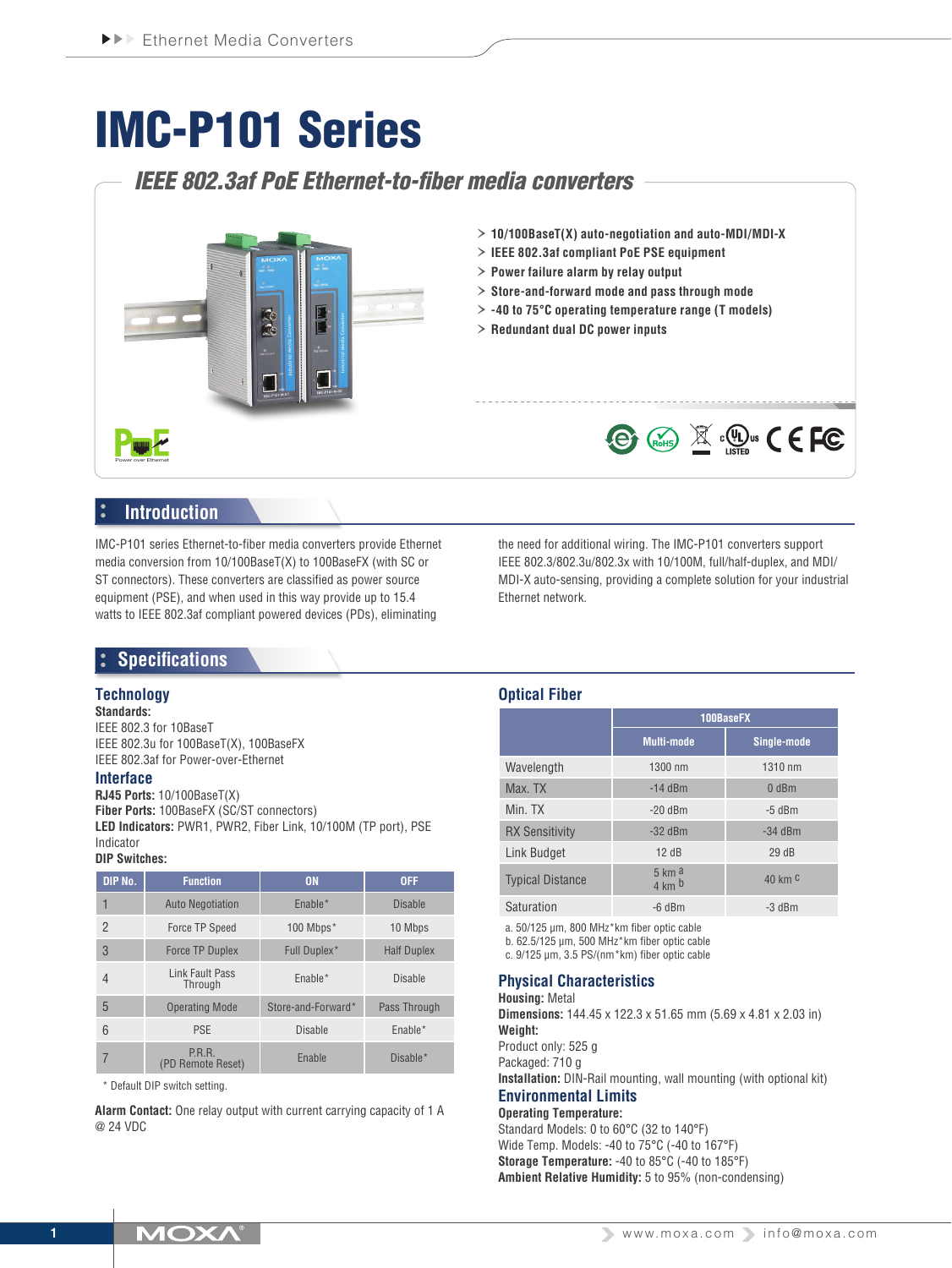# IMC-P101 Series

## IEEE 802.3af PoE Ethernet-to-fiber media converters

- 10/100BaseT(X) auto-negotiation and auto-MDI/MDI-X
- IEEE 802.3af compliant PoE PSE equipment
- Power failure alarm by relay output
- Store-and-forward mode and pass through mode
- -40 to 75°C operating temperature range (T models)
- Redundant dual DC power inputs

## Introduction

IMC-P101 series Ethernet-to-fiber media converters provide Ethernet media conversion from 10/100BaseT(X) to 100BaseFX (with SC or ST connectors). These converters are classified as power source equipment (PSE), and when used in this way provide up to 15.4 watts to IEEE 802.3af compliant powered devices (PDs), eliminating the need for additional wiring. The IMC-P101 converters support IEEE 802.3/802.3u/802.3x with 10/100M, full/half-duplex, and MDI/MDI-X auto-sensing, providing a complete solution for your industrial Ethernet network.

## Specifications

### Technology

**Standards:**
IEEE 802.3 for 10BaseT
IEEE 802.3u for 100BaseT(X), 100BaseFX
IEEE 802.3af for Power-over-Ethernet

### Interface

**RJ45 Ports:** 10/100BaseT(X)
**Fiber Ports:** 100BaseFX (SC/ST connectors)
**LED Indicators:** PWR1, PWR2, Fiber Link, 10/100M (TP port), PSE Indicator
**DIP Switches:**

| DIP No. | Function | ON | OFF |
|---|---|---|---|
| 1 | Auto Negotiation | Enable* | Disable |
| 2 | Force TP Speed | 100 Mbps* | 10 Mbps |
| 3 | Force TP Duplex | Full Duplex* | Half Duplex |
| 4 | Link Fault Pass Through | Enable* | Disable |
| 5 | Operating Mode | Store-and-Forward* | Pass Through |
| 6 | PSE | Disable | Enable* |
| 7 | P.R.R. (PD Remote Reset) | Enable | Disable* |

* Default DIP switch setting.

**Alarm Contact:** One relay output with current carrying capacity of 1 A @ 24 VDC

### Optical Fiber

| | 100BaseFX | |
|---|---|---|
| | Multi-mode | Single-mode |
| Wavelength | 1300 nm | 1310 nm |
| Max. TX | -14 dBm | 0 dBm |
| Min. TX | -20 dBm | -5 dBm |
| RX Sensitivity | -32 dBm | -34 dBm |
| Link Budget | 12 dB | 29 dB |
| Typical Distance | 5 km [a] 4 km [b] | 40 km [c] |
| Saturation | -6 dBm | -3 dBm |

a. 50/125 μm, 800 MHz*km fiber optic cable
b. 62.5/125 μm, 500 MHz*km fiber optic cable
c. 9/125 μm, 3.5 PS/(nm*km) fiber optic cable

### Physical Characteristics

**Housing:** Metal
**Dimensions:** 144.45 x 122.3 x 51.65 mm (5.69 x 4.81 x 2.03 in)
**Weight:**
Product only: 525 g
Packaged: 710 g
**Installation:** DIN-Rail mounting, wall mounting (with optional kit)

### Environmental Limits

**Operating Temperature:**
Standard Models: 0 to 60°C (32 to 140°F)
Wide Temp. Models: -40 to 75°C (-40 to 167°F)
**Storage Temperature:** -40 to 85°C (-40 to 185°F)
**Ambient Relative Humidity:** 5 to 95% (non-condensing)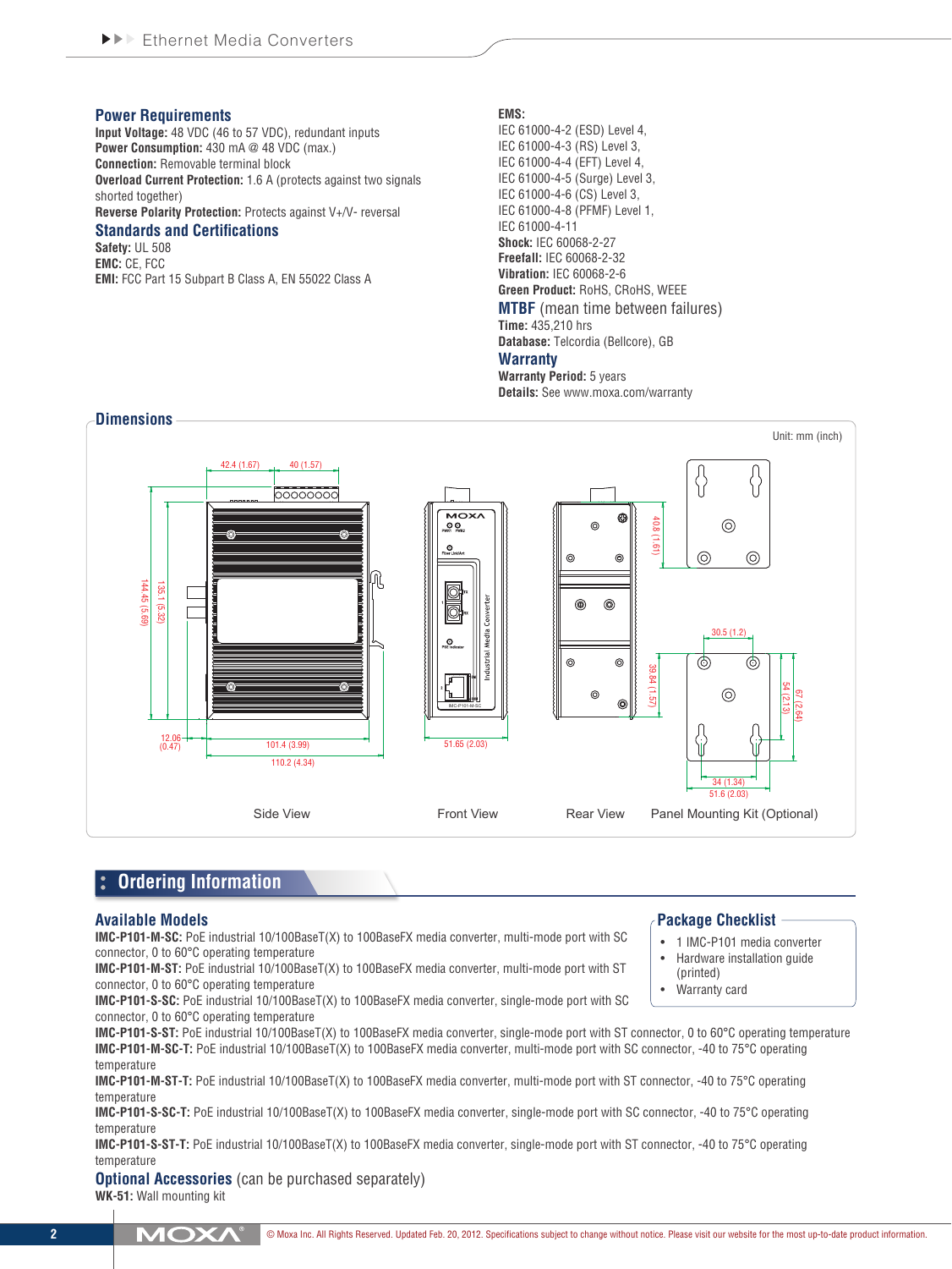## Power Requirements

**Input Voltage:** 48 VDC (46 to 57 VDC), redundant inputs
**Power Consumption:** 430 mA @ 48 VDC (max.)
**Connection:** Removable terminal block
**Overload Current Protection:** 1.6 A (protects against two signals shorted together)
**Reverse Polarity Protection:** Protects against V+/V- reversal

## Standards and Certifications

**Safety:** UL 508
**EMC:** CE, FCC
**EMI:** FCC Part 15 Subpart B Class A, EN 55022 Class A
**EMS:**
IEC 61000-4-2 (ESD) Level 4,
IEC 61000-4-3 (RS) Level 3,
IEC 61000-4-4 (EFT) Level 4,
IEC 61000-4-5 (Surge) Level 3,
IEC 61000-4-6 (CS) Level 3,
IEC 61000-4-8 (PFMF) Level 1,
IEC 61000-4-11
**Shock:** IEC 60068-2-27
**Freefall:** IEC 60068-2-32
**Vibration:** IEC 60068-2-6
**Green Product:** RoHS, CRoHS, WEEE

## MTBF (mean time between failures)

**Time:** 435,210 hrs
**Database:** Telcordia (Bellcore), GB

## Warranty

**Warranty Period:** 5 years
**Details:** See www.moxa.com/warranty

## Dimensions

Unit: mm (inch)

42.4 (1.67)
40 (1.57)
144.45 (5.69)
135.1 (5.32)
12.06 (0.47)
101.4 (3.99)
110.2 (4.34)
51.65 (2.03)
40.8 (1.61)
39.84 (1.57)
30.5 (1.2)
54 (2.13)
67 (2.64)
34 (1.34)
51.6 (2.03)

Side View
Front View
Rear View
Panel Mounting Kit (Optional)

# Ordering Information

## Available Models

**IMC-P101-M-SC:** PoE industrial 10/100BaseT(X) to 100BaseFX media converter, multi-mode port with SC connector, 0 to 60°C operating temperature
**IMC-P101-M-ST:** PoE industrial 10/100BaseT(X) to 100BaseFX media converter, multi-mode port with ST connector, 0 to 60°C operating temperature
**IMC-P101-S-SC:** PoE industrial 10/100BaseT(X) to 100BaseFX media converter, single-mode port with SC connector, 0 to 60°C operating temperature
**IMC-P101-S-ST:** PoE industrial 10/100BaseT(X) to 100BaseFX media converter, single-mode port with ST connector, 0 to 60°C operating temperature
**IMC-P101-M-SC-T:** PoE industrial 10/100BaseT(X) to 100BaseFX media converter, multi-mode port with SC connector, -40 to 75°C operating temperature
**IMC-P101-M-ST-T:** PoE industrial 10/100BaseT(X) to 100BaseFX media converter, multi-mode port with ST connector, -40 to 75°C operating temperature
**IMC-P101-S-SC-T:** PoE industrial 10/100BaseT(X) to 100BaseFX media converter, single-mode port with SC connector, -40 to 75°C operating temperature
**IMC-P101-S-ST-T:** PoE industrial 10/100BaseT(X) to 100BaseFX media converter, single-mode port with ST connector, -40 to 75°C operating temperature

## Package Checklist

- 1 IMC-P101 media converter
- Hardware installation guide (printed)
- Warranty card

## Optional Accessories (can be purchased separately)

**WK-51:** Wall mounting kit

© Moxa Inc. All Rights Reserved. Updated Feb. 20, 2012. Specifications subject to change without notice. Please visit our website for the most up-to-date product information.